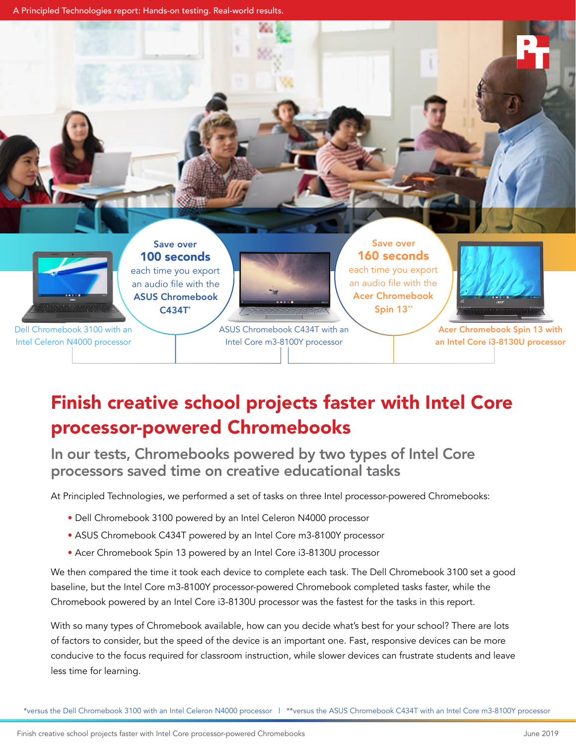A Principled Technologies report: Hands-on testing. Real-world results.

Dell Chromebook 3100 with an Intel Celeron N4000 processor

Save over **100 seconds** each time you export an audio file with the **ASUS Chromebook C434T***

ASUS Chromebook C434T with an Intel Core m3-8100Y processor

Save over **160 seconds** each time you export an audio file with the **Acer Chromebook Spin 13****

Acer Chromebook Spin 13 with an Intel Core i3-8130U processor

# Finish creative school projects faster with Intel Core processor-powered Chromebooks

## In our tests, Chromebooks powered by two types of Intel Core processors saved time on creative educational tasks

At Principled Technologies, we performed a set of tasks on three Intel processor-powered Chromebooks:

- Dell Chromebook 3100 powered by an Intel Celeron N4000 processor
- ASUS Chromebook C434T powered by an Intel Core m3-8100Y processor
- Acer Chromebook Spin 13 powered by an Intel Core i3-8130U processor

We then compared the time it took each device to complete each task. The Dell Chromebook 3100 set a good baseline, but the Intel Core m3-8100Y processor-powered Chromebook completed tasks faster, while the Chromebook powered by an Intel Core i3-8130U processor was the fastest for the tasks in this report.

With so many types of Chromebook available, how can you decide what's best for your school? There are lots of factors to consider, but the speed of the device is an important one. Fast, responsive devices can be more conducive to the focus required for classroom instruction, while slower devices can frustrate students and leave less time for learning.

*versus the Dell Chromebook 3100 with an Intel Celeron N4000 processor | **versus the ASUS Chromebook C434T with an Intel Core m3-8100Y processor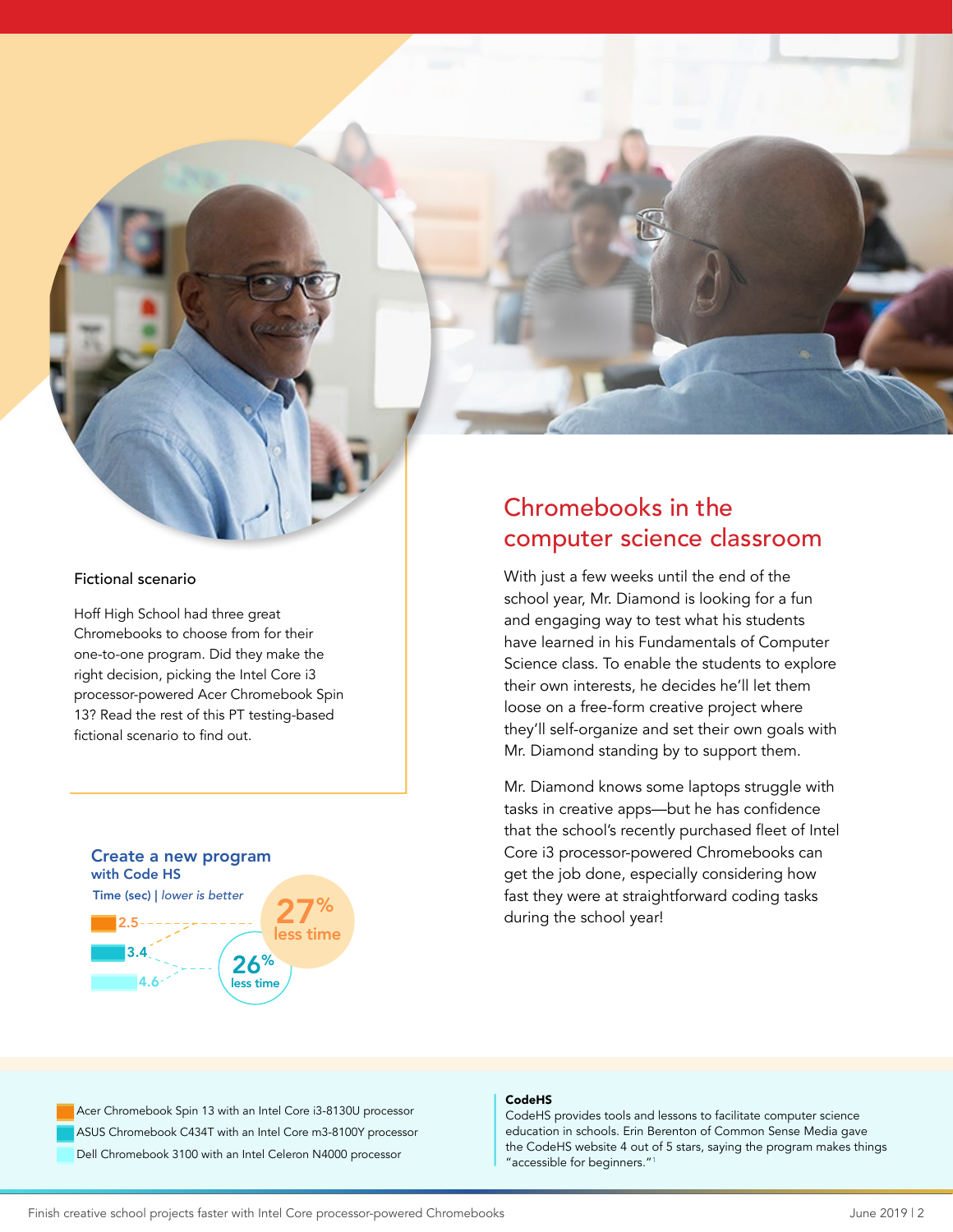Fictional scenario

Hoff High School had three great Chromebooks to choose from for their one-to-one program. Did they make the right decision, picking the Intel Core i3 processor-powered Acer Chromebook Spin 13? Read the rest of this PT testing-based fictional scenario to find out.

## Chromebooks in the computer science classroom

With just a few weeks until the end of the school year, Mr. Diamond is looking for a fun and engaging way to test what his students have learned in his Fundamentals of Computer Science class. To enable the students to explore their own interests, he decides he'll let them loose on a free-form creative project where they'll self-organize and set their own goals with Mr. Diamond standing by to support them.

Mr. Diamond knows some laptops struggle with tasks in creative apps—but he has confidence that the school's recently purchased fleet of Intel Core i3 processor-powered Chromebooks can get the job done, especially considering how fast they were at straightforward coding tasks during the school year!

### Create a new program with Code HS

Time (sec) | *lower is better*

| System | Time (sec) |
|---|---|
| Acer Chromebook Spin 13 with an Intel Core i3-8130U processor | 2.5 |
| ASUS Chromebook C434T with an Intel Core m3-8100Y processor | 3.4 |
| Dell Chromebook 3100 with an Intel Celeron N4000 processor | 4.6 |

27% less time

26% less time

**CodeHS**
CodeHS provides tools and lessons to facilitate computer science education in schools. Erin Berenton of Common Sense Media gave the CodeHS website 4 out of 5 stars, saying the program makes things "accessible for beginners."[1]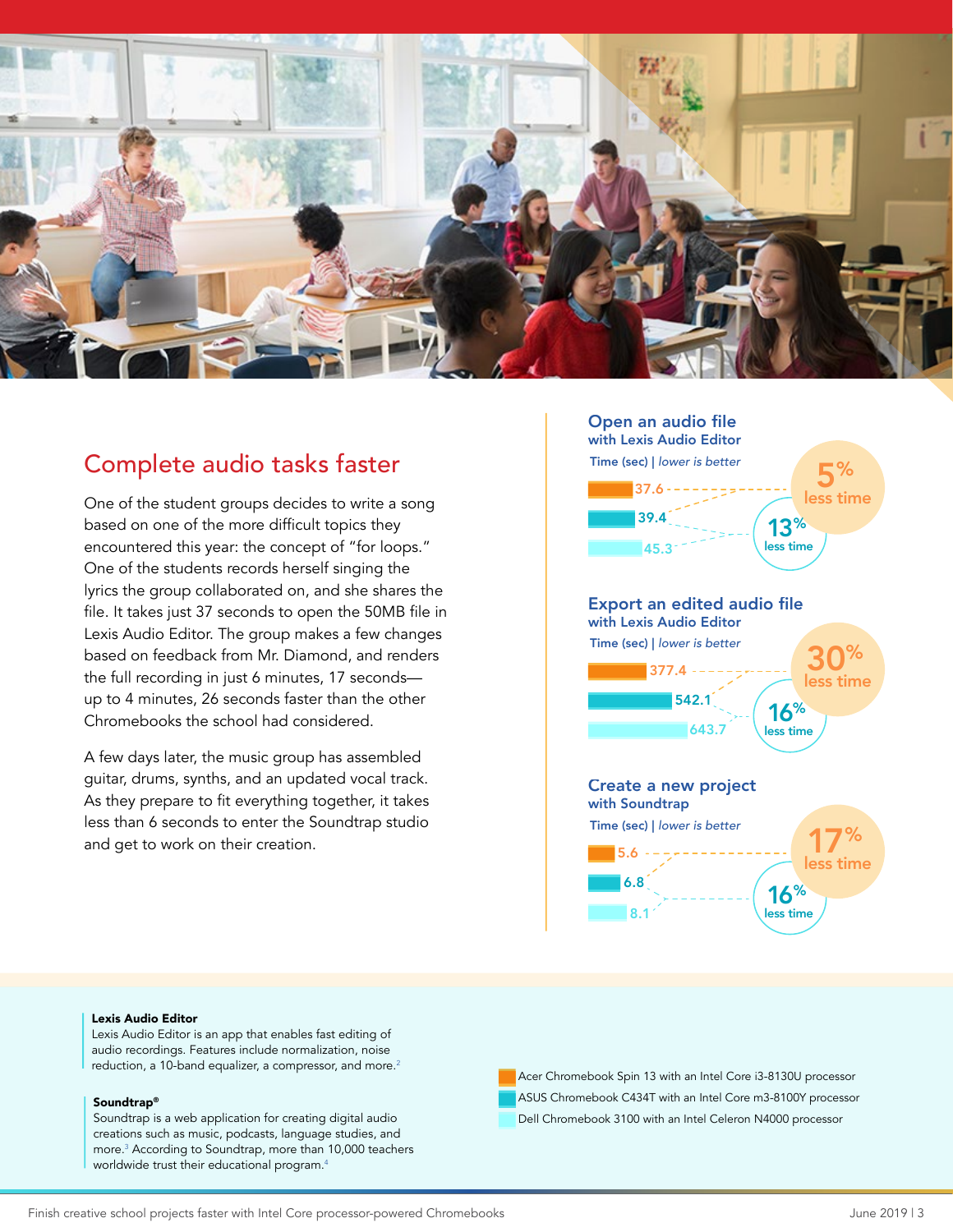## Complete audio tasks faster

One of the student groups decides to write a song based on one of the more difficult topics they encountered this year: the concept of "for loops." One of the students records herself singing the lyrics the group collaborated on, and she shares the file. It takes just 37 seconds to open the 50MB file in Lexis Audio Editor. The group makes a few changes based on feedback from Mr. Diamond, and renders the full recording in just 6 minutes, 17 seconds—up to 4 minutes, 26 seconds faster than the other Chromebooks the school had considered.

A few days later, the music group has assembled guitar, drums, synths, and an updated vocal track. As they prepare to fit everything together, it takes less than 6 seconds to enter the Soundtrap studio and get to work on their creation.

### Open an audio file
**with Lexis Audio Editor**

Time (sec) | *lower is better*

| Device | Time (sec) |
|---|---|
| Acer Chromebook Spin 13 | 37.6 |
| ASUS Chromebook C434T | 39.4 |
| Dell Chromebook 3100 | 45.3 |

5% less time

13% less time

### Export an edited audio file
**with Lexis Audio Editor**

Time (sec) | *lower is better*

| Device | Time (sec) |
|---|---|
| Acer Chromebook Spin 13 | 377.4 |
| ASUS Chromebook C434T | 542.1 |
| Dell Chromebook 3100 | 643.7 |

30% less time

16% less time

### Create a new project
**with Soundtrap**

Time (sec) | *lower is better*

| Device | Time (sec) |
|---|---|
| Acer Chromebook Spin 13 | 5.6 |
| ASUS Chromebook C434T | 6.8 |
| Dell Chromebook 3100 | 8.1 |

17% less time

16% less time

- Acer Chromebook Spin 13 with an Intel Core i3-8130U processor
- ASUS Chromebook C434T with an Intel Core m3-8100Y processor
- Dell Chromebook 3100 with an Intel Celeron N4000 processor

**Lexis Audio Editor**
Lexis Audio Editor is an app that enables fast editing of audio recordings. Features include normalization, noise reduction, a 10-band equalizer, a compressor, and more.[2]

**Soundtrap®**
Soundtrap is a web application for creating digital audio creations such as music, podcasts, language studies, and more.[3] According to Soundtrap, more than 10,000 teachers worldwide trust their educational program.[4]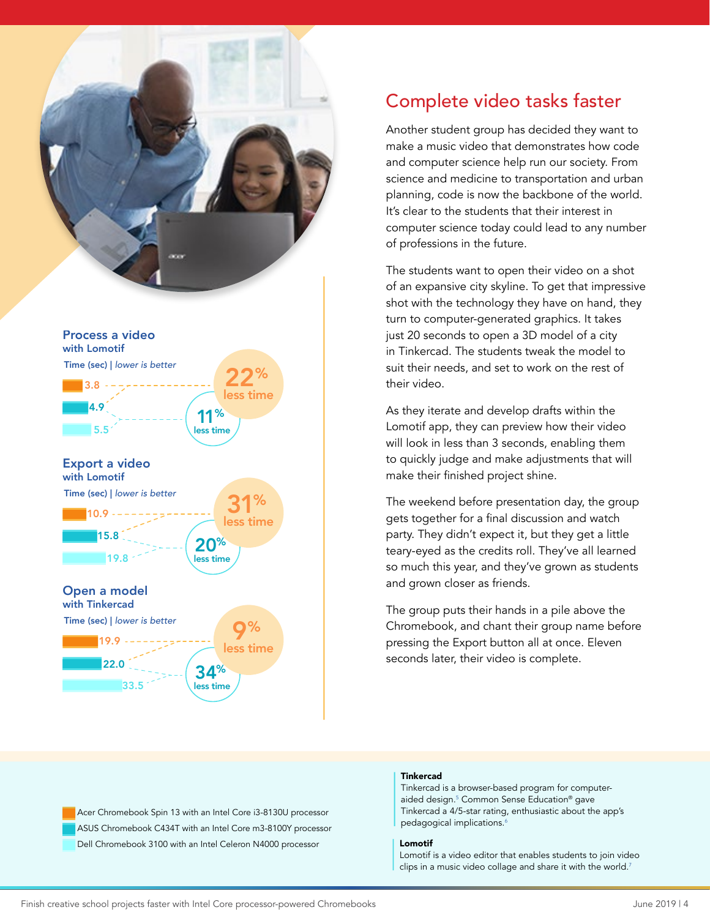## Complete video tasks faster

Another student group has decided they want to make a music video that demonstrates how code and computer science help run our society. From science and medicine to transportation and urban planning, code is now the backbone of the world. It's clear to the students that their interest in computer science today could lead to any number of professions in the future.

The students want to open their video on a shot of an expansive city skyline. To get that impressive shot with the technology they have on hand, they turn to computer-generated graphics. It takes just 20 seconds to open a 3D model of a city in Tinkercad. The students tweak the model to suit their needs, and set to work on the rest of their video.

As they iterate and develop drafts within the Lomotif app, they can preview how their video will look in less than 3 seconds, enabling them to quickly judge and make adjustments that will make their finished project shine.

The weekend before presentation day, the group gets together for a final discussion and watch party. They didn't expect it, but they get a little teary-eyed as the credits roll. They've all learned so much this year, and they've grown as students and grown closer as friends.

The group puts their hands in a pile above the Chromebook, and chant their group name before pressing the Export button all at once. Eleven seconds later, their video is complete.

### Process a video with Lomotif

Time (sec) | *lower is better*

| Chromebook | Time (sec) |
|---|---|
| Acer Chromebook Spin 13 | 3.8 |
| ASUS Chromebook C434T | 4.9 |
| Dell Chromebook 3100 | 5.5 |

22% less time; 11% less time

### Export a video with Lomotif

Time (sec) | *lower is better*

| Chromebook | Time (sec) |
|---|---|
| Acer Chromebook Spin 13 | 10.9 |
| ASUS Chromebook C434T | 15.8 |
| Dell Chromebook 3100 | 19.8 |

31% less time; 20% less time

### Open a model with Tinkercad

Time (sec) | *lower is better*

| Chromebook | Time (sec) |
|---|---|
| Acer Chromebook Spin 13 | 19.9 |
| ASUS Chromebook C434T | 22.0 |
| Dell Chromebook 3100 | 33.5 |

9% less time; 34% less time

- Acer Chromebook Spin 13 with an Intel Core i3-8130U processor
- ASUS Chromebook C434T with an Intel Core m3-8100Y processor
- Dell Chromebook 3100 with an Intel Celeron N4000 processor

**Tinkercad**
Tinkercad is a browser-based program for computer-aided design.[5] Common Sense Education® gave Tinkercad a 4/5-star rating, enthusiastic about the app's pedagogical implications.[6]

**Lomotif**
Lomotif is a video editor that enables students to join video clips in a music video collage and share it with the world.[7]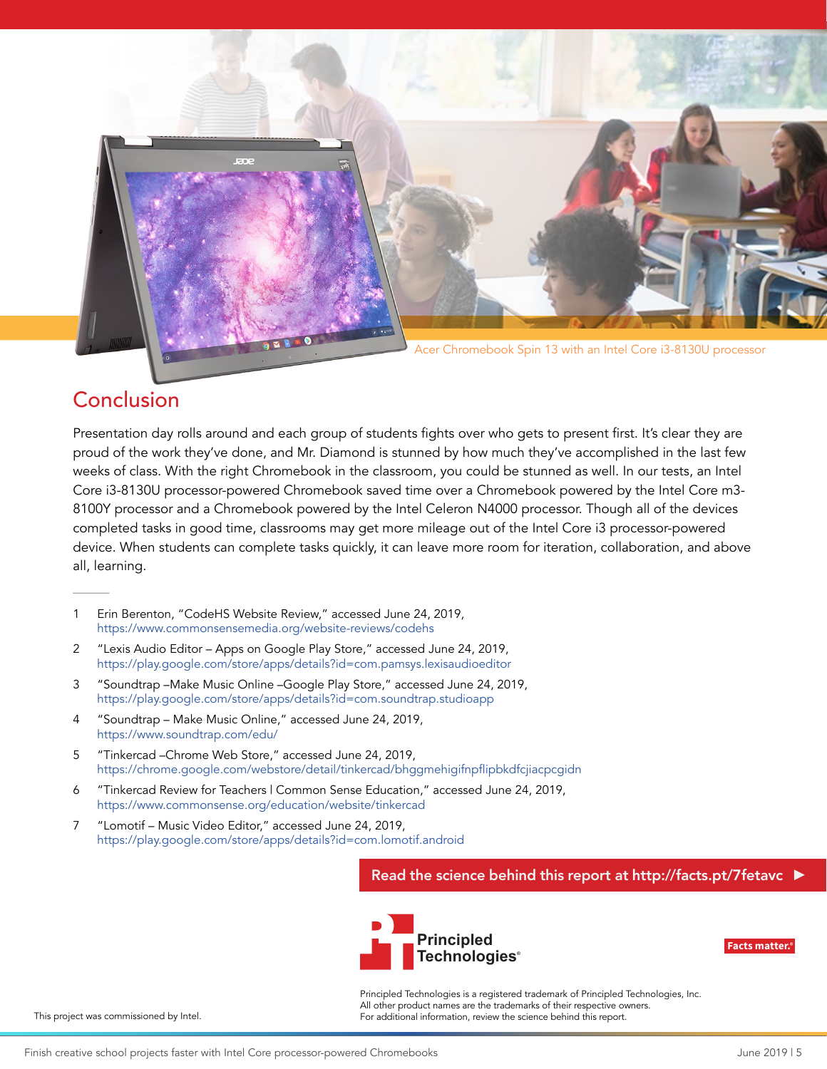Acer Chromebook Spin 13 with an Intel Core i3-8130U processor

## Conclusion

Presentation day rolls around and each group of students fights over who gets to present first. It's clear they are proud of the work they've done, and Mr. Diamond is stunned by how much they've accomplished in the last few weeks of class. With the right Chromebook in the classroom, you could be stunned as well. In our tests, an Intel Core i3-8130U processor-powered Chromebook saved time over a Chromebook powered by the Intel Core m3-8100Y processor and a Chromebook powered by the Intel Celeron N4000 processor. Though all of the devices completed tasks in good time, classrooms may get more mileage out of the Intel Core i3 processor-powered device. When students can complete tasks quickly, it can leave more room for iteration, collaboration, and above all, learning.

---

1. Erin Berenton, "CodeHS Website Review," accessed June 24, 2019, https://www.commonsensemedia.org/website-reviews/codehs
2. "Lexis Audio Editor – Apps on Google Play Store," accessed June 24, 2019, https://play.google.com/store/apps/details?id=com.pamsys.lexisaudioeditor
3. "Soundtrap –Make Music Online –Google Play Store," accessed June 24, 2019, https://play.google.com/store/apps/details?id=com.soundtrap.studioapp
4. "Soundtrap – Make Music Online," accessed June 24, 2019, https://www.soundtrap.com/edu/
5. "Tinkercad –Chrome Web Store," accessed June 24, 2019, https://chrome.google.com/webstore/detail/tinkercad/bhggmehigifnpflipbkdfcjiacpcgidn
6. "Tinkercad Review for Teachers | Common Sense Education," accessed June 24, 2019, https://www.commonsense.org/education/website/tinkercad
7. "Lomotif – Music Video Editor," accessed June 24, 2019, https://play.google.com/store/apps/details?id=com.lomotif.android

**Read the science behind this report at http://facts.pt/7fetavc ▶**

Principled Technologies®

Facts matter.®

Principled Technologies is a registered trademark of Principled Technologies, Inc.
All other product names are the trademarks of their respective owners.
For additional information, review the science behind this report.

This project was commissioned by Intel.